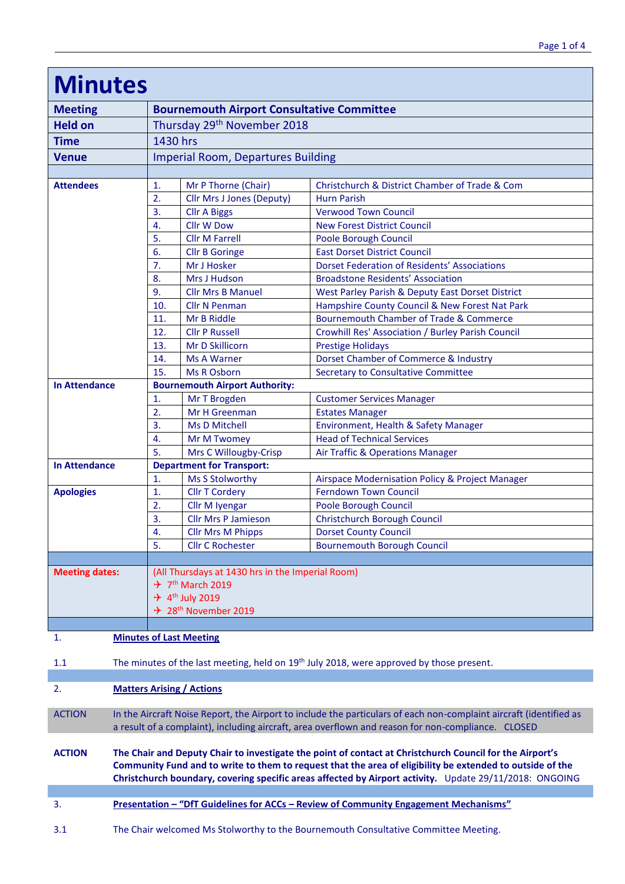# Minutes

| | | |
|---|---|---|
| **Meeting** | **Bournemouth Airport Consultative Committee** | |
| **Held on** | Thursday 29th November 2018 | |
| **Time** | 1430 hrs | |
| **Venue** | Imperial Room, Departures Building | |

| | | | |
|---|---|---|---|
| **Attendees** | 1. | Mr P Thorne (Chair) | Christchurch & District Chamber of Trade & Com |
| | 2. | Cllr Mrs J Jones (Deputy) | Hurn Parish |
| | 3. | Cllr A Biggs | Verwood Town Council |
| | 4. | Cllr W Dow | New Forest District Council |
| | 5. | Cllr M Farrell | Poole Borough Council |
| | 6. | Cllr B Goringe | East Dorset District Council |
| | 7. | Mr J Hosker | Dorset Federation of Residents' Associations |
| | 8. | Mrs J Hudson | Broadstone Residents' Association |
| | 9. | Cllr Mrs B Manuel | West Parley Parish & Deputy East Dorset District |
| | 10. | Cllr N Penman | Hampshire County Council & New Forest Nat Park |
| | 11. | Mr B Riddle | Bournemouth Chamber of Trade & Commerce |
| | 12. | Cllr P Russell | Crowhill Res' Association / Burley Parish Council |
| | 13. | Mr D Skillicorn | Prestige Holidays |
| | 14. | Ms A Warner | Dorset Chamber of Commerce & Industry |
| | 15. | Ms R Osborn | Secretary to Consultative Committee |
| **In Attendance** | **Bournemouth Airport Authority:** | | |
| | 1. | Mr T Brogden | Customer Services Manager |
| | 2. | Mr H Greenman | Estates Manager |
| | 3. | Ms D Mitchell | Environment, Health & Safety Manager |
| | 4. | Mr M Twomey | Head of Technical Services |
| | 5. | Mrs C Willougby-Crisp | Air Traffic & Operations Manager |
| **In Attendance** | **Department for Transport:** | | |
| | 1. | Ms S Stolworthy | Airspace Modernisation Policy & Project Manager |
| **Apologies** | 1. | Cllr T Cordery | Ferndown Town Council |
| | 2. | Cllr M Iyengar | Poole Borough Council |
| | 3. | Cllr Mrs P Jamieson | Christchurch Borough Council |
| | 4. | Cllr Mrs M Phipps | Dorset County Council |
| | 5. | Cllr C Rochester | Bournemouth Borough Council |

**Meeting dates:** (All Thursdays at 1430 hrs in the Imperial Room)
- ✈ 7th March 2019
- ✈ 4th July 2019
- ✈ 28th November 2019

1. **Minutes of Last Meeting**

1.1 The minutes of the last meeting, held on 19th July 2018, were approved by those present.

2. **Matters Arising / Actions**

ACTION In the Aircraft Noise Report, the Airport to include the particulars of each non-complaint aircraft (identified as a result of a complaint), including aircraft, area overflown and reason for non-compliance. CLOSED

**ACTION** **The Chair and Deputy Chair to investigate the point of contact at Christchurch Council for the Airport's Community Fund and to write to them to request that the area of eligibility be extended to outside of the Christchurch boundary, covering specific areas affected by Airport activity.** Update 29/11/2018: ONGOING

3. **Presentation – "DfT Guidelines for ACCs – Review of Community Engagement Mechanisms"**

3.1 The Chair welcomed Ms Stolworthy to the Bournemouth Consultative Committee Meeting.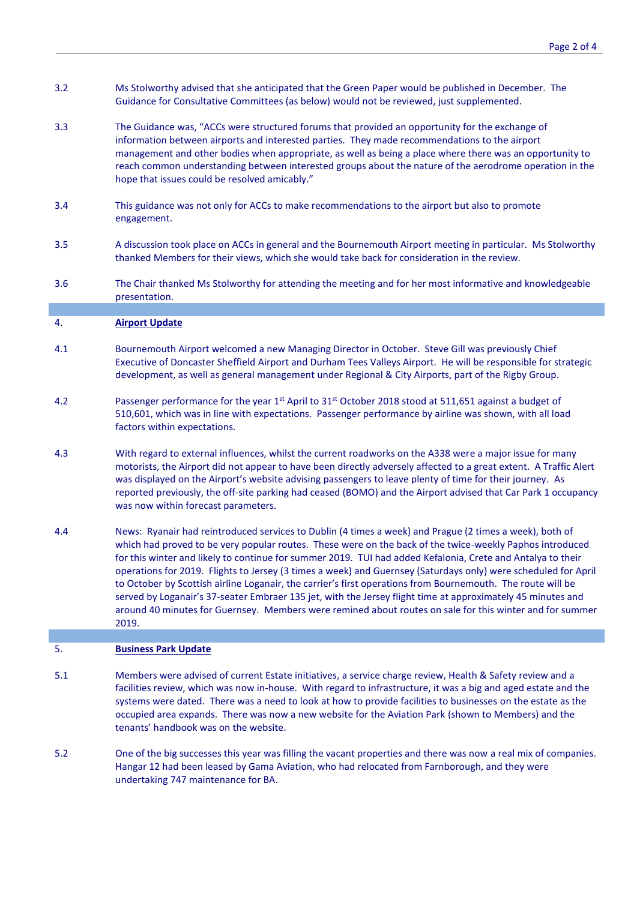3.2 Ms Stolworthy advised that she anticipated that the Green Paper would be published in December. The Guidance for Consultative Committees (as below) would not be reviewed, just supplemented.

3.3 The Guidance was, "ACCs were structured forums that provided an opportunity for the exchange of information between airports and interested parties. They made recommendations to the airport management and other bodies when appropriate, as well as being a place where there was an opportunity to reach common understanding between interested groups about the nature of the aerodrome operation in the hope that issues could be resolved amicably."

3.4 This guidance was not only for ACCs to make recommendations to the airport but also to promote engagement.

3.5 A discussion took place on ACCs in general and the Bournemouth Airport meeting in particular. Ms Stolworthy thanked Members for their views, which she would take back for consideration in the review.

3.6 The Chair thanked Ms Stolworthy for attending the meeting and for her most informative and knowledgeable presentation.

## 4. Airport Update

4.1 Bournemouth Airport welcomed a new Managing Director in October. Steve Gill was previously Chief Executive of Doncaster Sheffield Airport and Durham Tees Valleys Airport. He will be responsible for strategic development, as well as general management under Regional & City Airports, part of the Rigby Group.

4.2 Passenger performance for the year 1st April to 31st October 2018 stood at 511,651 against a budget of 510,601, which was in line with expectations. Passenger performance by airline was shown, with all load factors within expectations.

4.3 With regard to external influences, whilst the current roadworks on the A338 were a major issue for many motorists, the Airport did not appear to have been directly adversely affected to a great extent. A Traffic Alert was displayed on the Airport's website advising passengers to leave plenty of time for their journey. As reported previously, the off-site parking had ceased (BOMO) and the Airport advised that Car Park 1 occupancy was now within forecast parameters.

4.4 News: Ryanair had reintroduced services to Dublin (4 times a week) and Prague (2 times a week), both of which had proved to be very popular routes. These were on the back of the twice-weekly Paphos introduced for this winter and likely to continue for summer 2019. TUI had added Kefalonia, Crete and Antalya to their operations for 2019. Flights to Jersey (3 times a week) and Guernsey (Saturdays only) were scheduled for April to October by Scottish airline Loganair, the carrier's first operations from Bournemouth. The route will be served by Loganair's 37-seater Embraer 135 jet, with the Jersey flight time at approximately 45 minutes and around 40 minutes for Guernsey. Members were remined about routes on sale for this winter and for summer 2019.

## 5. Business Park Update

5.1 Members were advised of current Estate initiatives, a service charge review, Health & Safety review and a facilities review, which was now in-house. With regard to infrastructure, it was a big and aged estate and the systems were dated. There was a need to look at how to provide facilities to businesses on the estate as the occupied area expands. There was now a new website for the Aviation Park (shown to Members) and the tenants' handbook was on the website.

5.2 One of the big successes this year was filling the vacant properties and there was now a real mix of companies. Hangar 12 had been leased by Gama Aviation, who had relocated from Farnborough, and they were undertaking 747 maintenance for BA.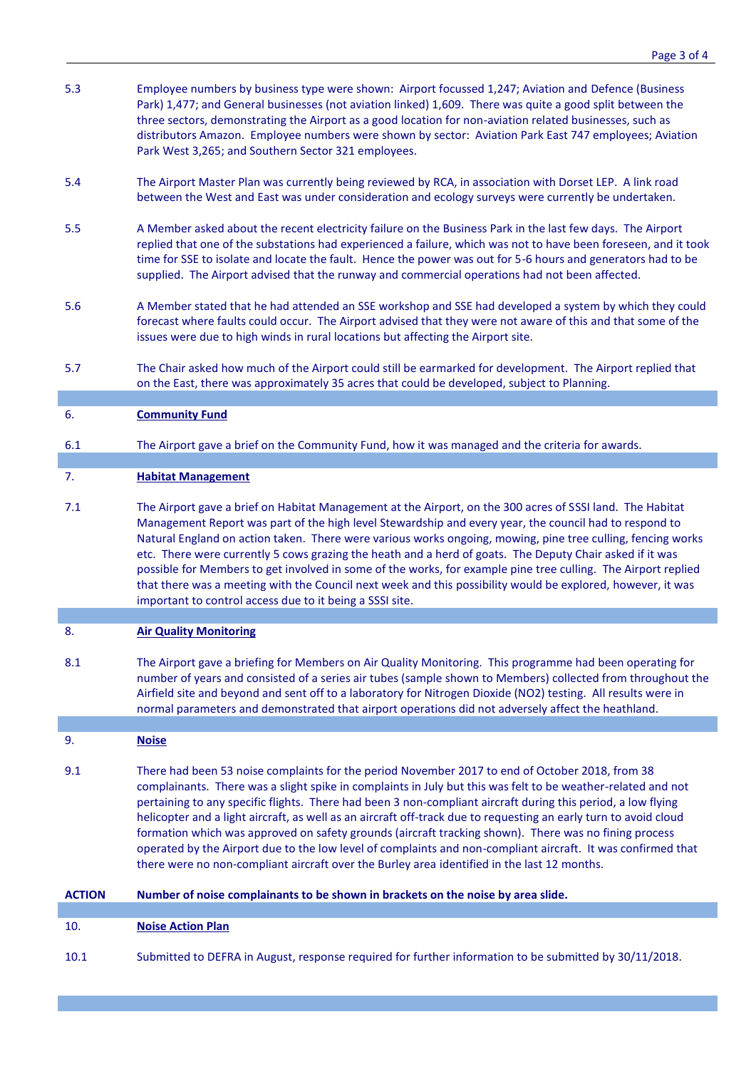5.3 Employee numbers by business type were shown: Airport focussed 1,247; Aviation and Defence (Business Park) 1,477; and General businesses (not aviation linked) 1,609. There was quite a good split between the three sectors, demonstrating the Airport as a good location for non-aviation related businesses, such as distributors Amazon. Employee numbers were shown by sector: Aviation Park East 747 employees; Aviation Park West 3,265; and Southern Sector 321 employees.

5.4 The Airport Master Plan was currently being reviewed by RCA, in association with Dorset LEP. A link road between the West and East was under consideration and ecology surveys were currently be undertaken.

5.5 A Member asked about the recent electricity failure on the Business Park in the last few days. The Airport replied that one of the substations had experienced a failure, which was not to have been foreseen, and it took time for SSE to isolate and locate the fault. Hence the power was out for 5-6 hours and generators had to be supplied. The Airport advised that the runway and commercial operations had not been affected.

5.6 A Member stated that he had attended an SSE workshop and SSE had developed a system by which they could forecast where faults could occur. The Airport advised that they were not aware of this and that some of the issues were due to high winds in rural locations but affecting the Airport site.

5.7 The Chair asked how much of the Airport could still be earmarked for development. The Airport replied that on the East, there was approximately 35 acres that could be developed, subject to Planning.

## 6. Community Fund

6.1 The Airport gave a brief on the Community Fund, how it was managed and the criteria for awards.

## 7. Habitat Management

7.1 The Airport gave a brief on Habitat Management at the Airport, on the 300 acres of SSSI land. The Habitat Management Report was part of the high level Stewardship and every year, the council had to respond to Natural England on action taken. There were various works ongoing, mowing, pine tree culling, fencing works etc. There were currently 5 cows grazing the heath and a herd of goats. The Deputy Chair asked if it was possible for Members to get involved in some of the works, for example pine tree culling. The Airport replied that there was a meeting with the Council next week and this possibility would be explored, however, it was important to control access due to it being a SSSI site.

## 8. Air Quality Monitoring

8.1 The Airport gave a briefing for Members on Air Quality Monitoring. This programme had been operating for number of years and consisted of a series air tubes (sample shown to Members) collected from throughout the Airfield site and beyond and sent off to a laboratory for Nitrogen Dioxide ($NO_2$) testing. All results were in normal parameters and demonstrated that airport operations did not adversely affect the heathland.

## 9. Noise

9.1 There had been 53 noise complaints for the period November 2017 to end of October 2018, from 38 complainants. There was a slight spike in complaints in July but this was felt to be weather-related and not pertaining to any specific flights. There had been 3 non-compliant aircraft during this period, a low flying helicopter and a light aircraft, as well as an aircraft off-track due to requesting an early turn to avoid cloud formation which was approved on safety grounds (aircraft tracking shown). There was no fining process operated by the Airport due to the low level of complaints and non-compliant aircraft. It was confirmed that there were no non-compliant aircraft over the Burley area identified in the last 12 months.

**ACTION** **Number of noise complainants to be shown in brackets on the noise by area slide.**

## 10. Noise Action Plan

10.1 Submitted to DEFRA in August, response required for further information to be submitted by 30/11/2018.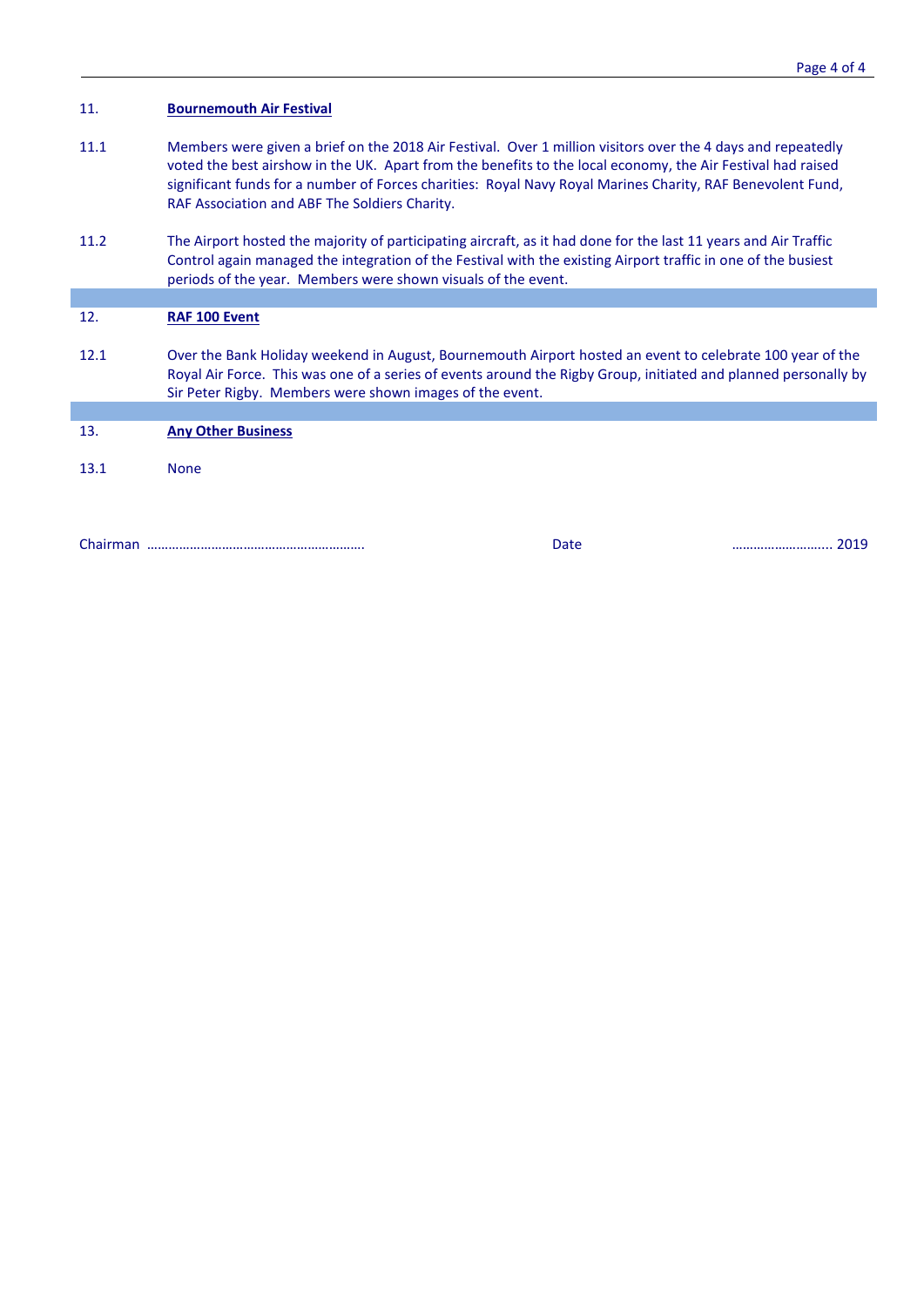11. **Bournemouth Air Festival**

11.1 Members were given a brief on the 2018 Air Festival. Over 1 million visitors over the 4 days and repeatedly voted the best airshow in the UK. Apart from the benefits to the local economy, the Air Festival had raised significant funds for a number of Forces charities: Royal Navy Royal Marines Charity, RAF Benevolent Fund, RAF Association and ABF The Soldiers Charity.

11.2 The Airport hosted the majority of participating aircraft, as it had done for the last 11 years and Air Traffic Control again managed the integration of the Festival with the existing Airport traffic in one of the busiest periods of the year. Members were shown visuals of the event.

12. **RAF 100 Event**

12.1 Over the Bank Holiday weekend in August, Bournemouth Airport hosted an event to celebrate 100 year of the Royal Air Force. This was one of a series of events around the Rigby Group, initiated and planned personally by Sir Peter Rigby. Members were shown images of the event.

13. **Any Other Business**

13.1 None

Chairman ………………………………………………….        Date        ……………………… 2019